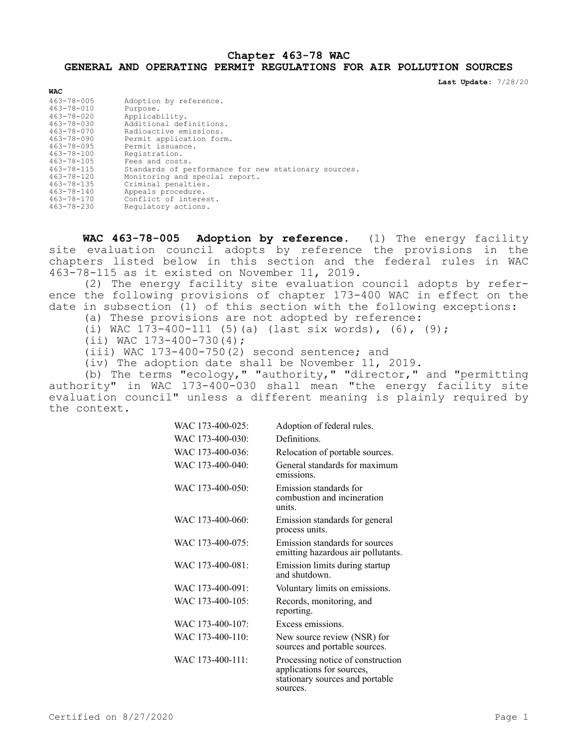# Chapter 463-78 WAC
## GENERAL AND OPERATING PERMIT REGULATIONS FOR AIR POLLUTION SOURCES

**Last Update:** 7/28/20

**WAC**

| | |
|---|---|
| 463-78-005 | Adoption by reference. |
| 463-78-010 | Purpose. |
| 463-78-020 | Applicability. |
| 463-78-030 | Additional definitions. |
| 463-78-070 | Radioactive emissions. |
| 463-78-090 | Permit application form. |
| 463-78-095 | Permit issuance. |
| 463-78-100 | Registration. |
| 463-78-105 | Fees and costs. |
| 463-78-115 | Standards of performance for new stationary sources. |
| 463-78-120 | Monitoring and special report. |
| 463-78-135 | Criminal penalties. |
| 463-78-140 | Appeals procedure. |
| 463-78-170 | Conflict of interest. |
| 463-78-230 | Regulatory actions. |

**WAC 463-78-005 Adoption by reference.** (1) The energy facility site evaluation council adopts by reference the provisions in the chapters listed below in this section and the federal rules in WAC 463-78-115 as it existed on November 11, 2019.

(2) The energy facility site evaluation council adopts by reference the following provisions of chapter 173-400 WAC in effect on the date in subsection (1) of this section with the following exceptions:

(a) These provisions are not adopted by reference:

(i) WAC 173-400-111 (5)(a) (last six words), (6), (9);

(ii) WAC 173-400-730(4);

(iii) WAC 173-400-750(2) second sentence; and

(iv) The adoption date shall be November 11, 2019.

(b) The terms "ecology," "authority," "director," and "permitting authority" in WAC 173-400-030 shall mean "the energy facility site evaluation council" unless a different meaning is plainly required by the context.

| | |
|---|---|
| WAC 173-400-025: | Adoption of federal rules. |
| WAC 173-400-030: | Definitions. |
| WAC 173-400-036: | Relocation of portable sources. |
| WAC 173-400-040: | General standards for maximum emissions. |
| WAC 173-400-050: | Emission standards for combustion and incineration units. |
| WAC 173-400-060: | Emission standards for general process units. |
| WAC 173-400-075: | Emission standards for sources emitting hazardous air pollutants. |
| WAC 173-400-081: | Emission limits during startup and shutdown. |
| WAC 173-400-091: | Voluntary limits on emissions. |
| WAC 173-400-105: | Records, monitoring, and reporting. |
| WAC 173-400-107: | Excess emissions. |
| WAC 173-400-110: | New source review (NSR) for sources and portable sources. |
| WAC 173-400-111: | Processing notice of construction applications for sources, stationary sources and portable sources. |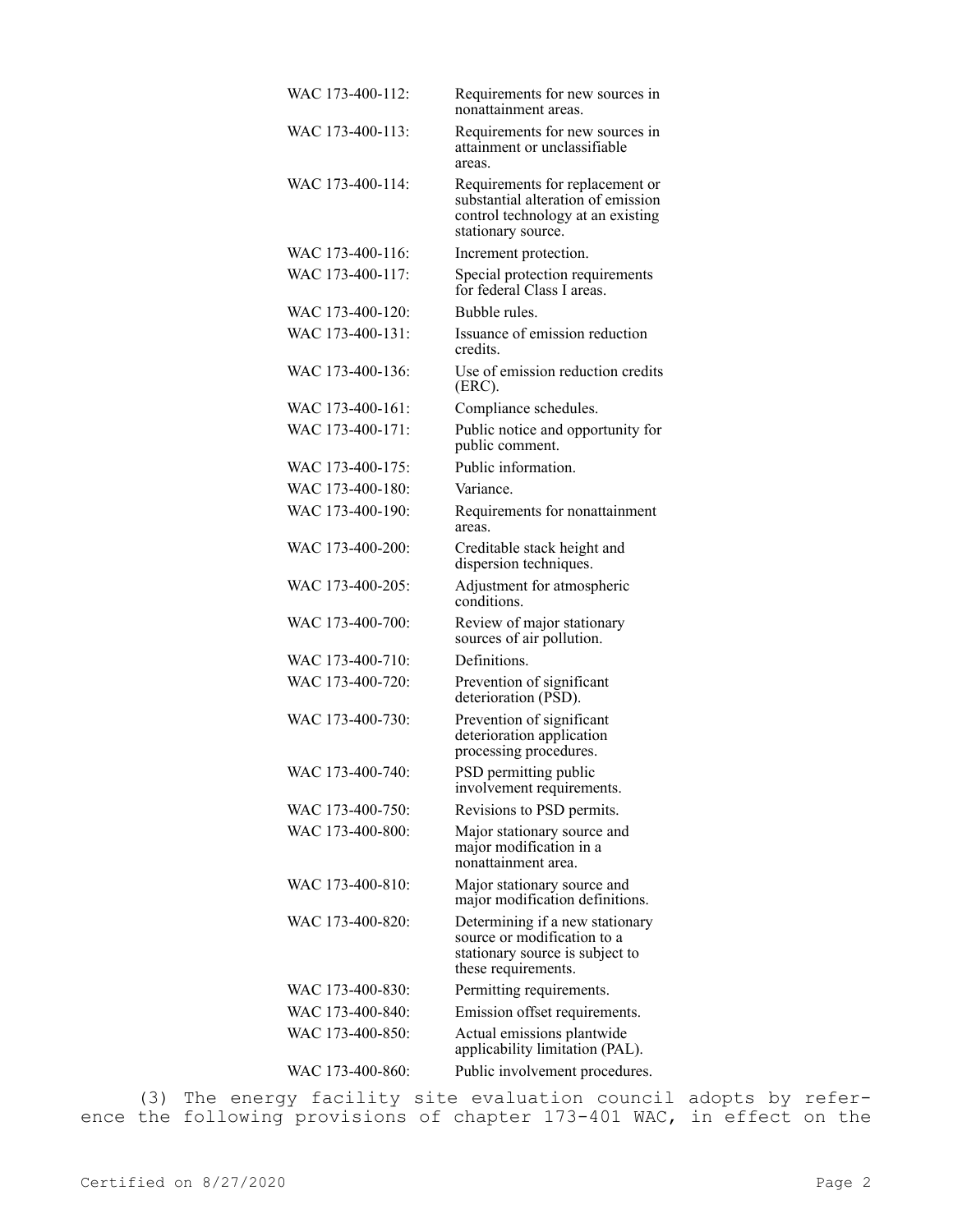| | |
|---|---|
| WAC 173-400-112: | Requirements for new sources in nonattainment areas. |
| WAC 173-400-113: | Requirements for new sources in attainment or unclassifiable areas. |
| WAC 173-400-114: | Requirements for replacement or substantial alteration of emission control technology at an existing stationary source. |
| WAC 173-400-116: | Increment protection. |
| WAC 173-400-117: | Special protection requirements for federal Class I areas. |
| WAC 173-400-120: | Bubble rules. |
| WAC 173-400-131: | Issuance of emission reduction credits. |
| WAC 173-400-136: | Use of emission reduction credits (ERC). |
| WAC 173-400-161: | Compliance schedules. |
| WAC 173-400-171: | Public notice and opportunity for public comment. |
| WAC 173-400-175: | Public information. |
| WAC 173-400-180: | Variance. |
| WAC 173-400-190: | Requirements for nonattainment areas. |
| WAC 173-400-200: | Creditable stack height and dispersion techniques. |
| WAC 173-400-205: | Adjustment for atmospheric conditions. |
| WAC 173-400-700: | Review of major stationary sources of air pollution. |
| WAC 173-400-710: | Definitions. |
| WAC 173-400-720: | Prevention of significant deterioration (PSD). |
| WAC 173-400-730: | Prevention of significant deterioration application processing procedures. |
| WAC 173-400-740: | PSD permitting public involvement requirements. |
| WAC 173-400-750: | Revisions to PSD permits. |
| WAC 173-400-800: | Major stationary source and major modification in a nonattainment area. |
| WAC 173-400-810: | Major stationary source and major modification definitions. |
| WAC 173-400-820: | Determining if a new stationary source or modification to a stationary source is subject to these requirements. |
| WAC 173-400-830: | Permitting requirements. |
| WAC 173-400-840: | Emission offset requirements. |
| WAC 173-400-850: | Actual emissions plantwide applicability limitation (PAL). |
| WAC 173-400-860: | Public involvement procedures. |

(3) The energy facility site evaluation council adopts by reference the following provisions of chapter 173-401 WAC, in effect on the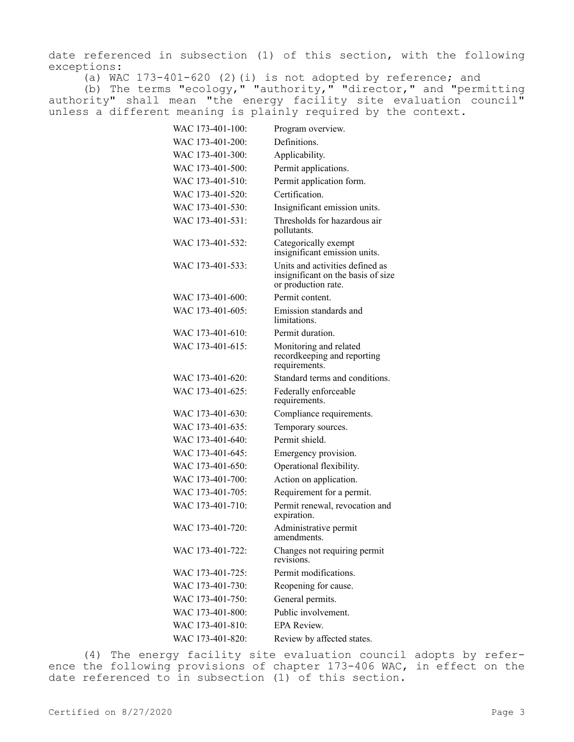date referenced in subsection (1) of this section, with the following exceptions:

(a) WAC 173-401-620 (2)(i) is not adopted by reference; and

(b) The terms "ecology," "authority," "director," and "permitting authority" shall mean "the energy facility site evaluation council" unless a different meaning is plainly required by the context.

| | |
|---|---|
| WAC 173-401-100: | Program overview. |
| WAC 173-401-200: | Definitions. |
| WAC 173-401-300: | Applicability. |
| WAC 173-401-500: | Permit applications. |
| WAC 173-401-510: | Permit application form. |
| WAC 173-401-520: | Certification. |
| WAC 173-401-530: | Insignificant emission units. |
| WAC 173-401-531: | Thresholds for hazardous air pollutants. |
| WAC 173-401-532: | Categorically exempt insignificant emission units. |
| WAC 173-401-533: | Units and activities defined as insignificant on the basis of size or production rate. |
| WAC 173-401-600: | Permit content. |
| WAC 173-401-605: | Emission standards and limitations. |
| WAC 173-401-610: | Permit duration. |
| WAC 173-401-615: | Monitoring and related recordkeeping and reporting requirements. |
| WAC 173-401-620: | Standard terms and conditions. |
| WAC 173-401-625: | Federally enforceable requirements. |
| WAC 173-401-630: | Compliance requirements. |
| WAC 173-401-635: | Temporary sources. |
| WAC 173-401-640: | Permit shield. |
| WAC 173-401-645: | Emergency provision. |
| WAC 173-401-650: | Operational flexibility. |
| WAC 173-401-700: | Action on application. |
| WAC 173-401-705: | Requirement for a permit. |
| WAC 173-401-710: | Permit renewal, revocation and expiration. |
| WAC 173-401-720: | Administrative permit amendments. |
| WAC 173-401-722: | Changes not requiring permit revisions. |
| WAC 173-401-725: | Permit modifications. |
| WAC 173-401-730: | Reopening for cause. |
| WAC 173-401-750: | General permits. |
| WAC 173-401-800: | Public involvement. |
| WAC 173-401-810: | EPA Review. |
| WAC 173-401-820: | Review by affected states. |

(4) The energy facility site evaluation council adopts by reference the following provisions of chapter 173-406 WAC, in effect on the date referenced to in subsection (1) of this section.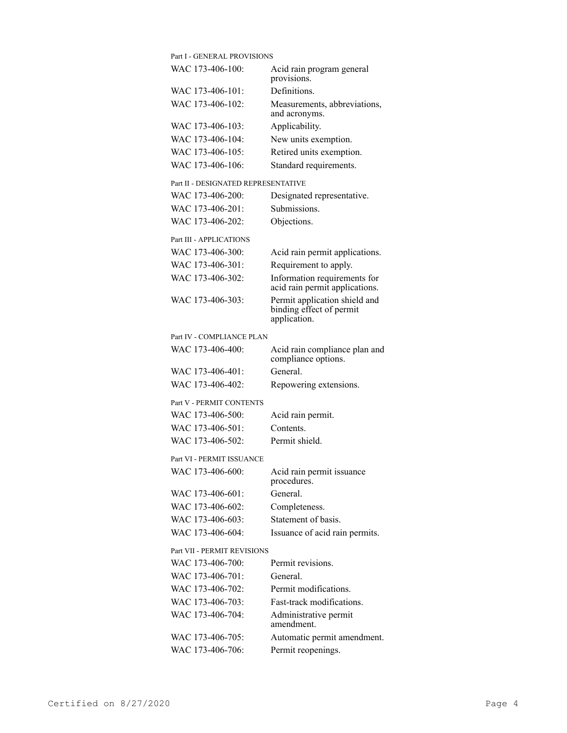Part I - GENERAL PROVISIONS

| | |
|---|---|
| WAC 173-406-100: | Acid rain program general provisions. |
| WAC 173-406-101: | Definitions. |
| WAC 173-406-102: | Measurements, abbreviations, and acronyms. |
| WAC 173-406-103: | Applicability. |
| WAC 173-406-104: | New units exemption. |
| WAC 173-406-105: | Retired units exemption. |
| WAC 173-406-106: | Standard requirements. |

Part II - DESIGNATED REPRESENTATIVE

| | |
|---|---|
| WAC 173-406-200: | Designated representative. |
| WAC 173-406-201: | Submissions. |
| WAC 173-406-202: | Objections. |

Part III - APPLICATIONS

| | |
|---|---|
| WAC 173-406-300: | Acid rain permit applications. |
| WAC 173-406-301: | Requirement to apply. |
| WAC 173-406-302: | Information requirements for acid rain permit applications. |
| WAC 173-406-303: | Permit application shield and binding effect of permit application. |

Part IV - COMPLIANCE PLAN

| | |
|---|---|
| WAC 173-406-400: | Acid rain compliance plan and compliance options. |
| WAC 173-406-401: | General. |
| WAC 173-406-402: | Repowering extensions. |

Part V - PERMIT CONTENTS

| | |
|---|---|
| WAC 173-406-500: | Acid rain permit. |
| WAC 173-406-501: | Contents. |
| WAC 173-406-502: | Permit shield. |

Part VI - PERMIT ISSUANCE

| | |
|---|---|
| WAC 173-406-600: | Acid rain permit issuance procedures. |
| WAC 173-406-601: | General. |
| WAC 173-406-602: | Completeness. |
| WAC 173-406-603: | Statement of basis. |
| WAC 173-406-604: | Issuance of acid rain permits. |

Part VII - PERMIT REVISIONS

| | |
|---|---|
| WAC 173-406-700: | Permit revisions. |
| WAC 173-406-701: | General. |
| WAC 173-406-702: | Permit modifications. |
| WAC 173-406-703: | Fast-track modifications. |
| WAC 173-406-704: | Administrative permit amendment. |
| WAC 173-406-705: | Automatic permit amendment. |
| WAC 173-406-706: | Permit reopenings. |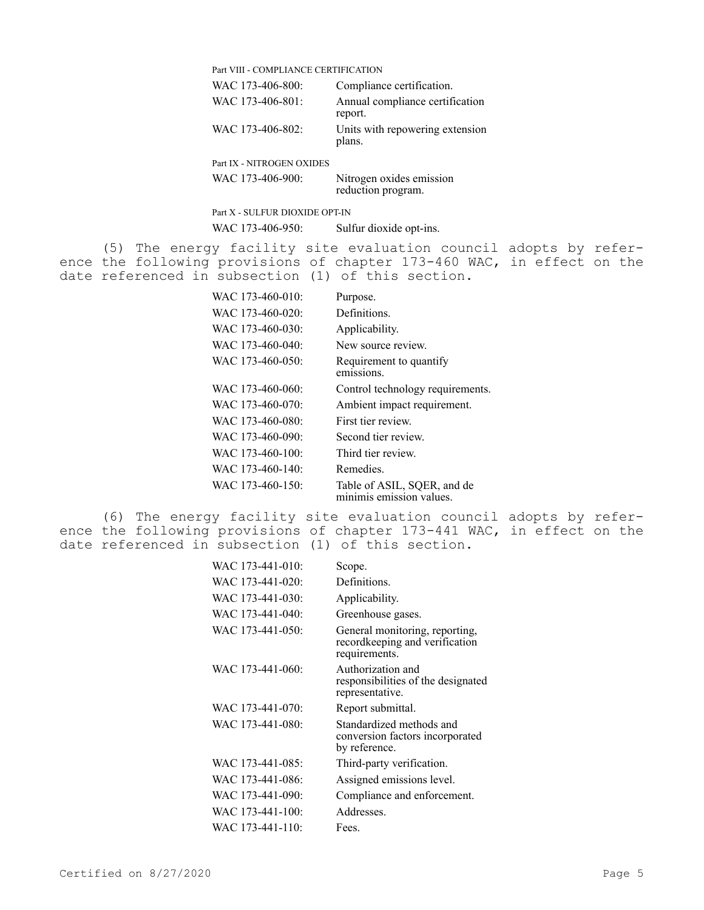Part VIII - COMPLIANCE CERTIFICATION

| | |
|---|---|
| WAC 173-406-800: | Compliance certification. |
| WAC 173-406-801: | Annual compliance certification report. |
| WAC 173-406-802: | Units with repowering extension plans. |

Part IX - NITROGEN OXIDES

| | |
|---|---|
| WAC 173-406-900: | Nitrogen oxides emission reduction program. |

Part X - SULFUR DIOXIDE OPT-IN

| | |
|---|---|
| WAC 173-406-950: | Sulfur dioxide opt-ins. |

(5) The energy facility site evaluation council adopts by reference the following provisions of chapter 173-460 WAC, in effect on the date referenced in subsection (1) of this section.

| | |
|---|---|
| WAC 173-460-010: | Purpose. |
| WAC 173-460-020: | Definitions. |
| WAC 173-460-030: | Applicability. |
| WAC 173-460-040: | New source review. |
| WAC 173-460-050: | Requirement to quantify emissions. |
| WAC 173-460-060: | Control technology requirements. |
| WAC 173-460-070: | Ambient impact requirement. |
| WAC 173-460-080: | First tier review. |
| WAC 173-460-090: | Second tier review. |
| WAC 173-460-100: | Third tier review. |
| WAC 173-460-140: | Remedies. |
| WAC 173-460-150: | Table of ASIL, SQER, and de minimis emission values. |

(6) The energy facility site evaluation council adopts by reference the following provisions of chapter 173-441 WAC, in effect on the date referenced in subsection (1) of this section.

| | |
|---|---|
| WAC 173-441-010: | Scope. |
| WAC 173-441-020: | Definitions. |
| WAC 173-441-030: | Applicability. |
| WAC 173-441-040: | Greenhouse gases. |
| WAC 173-441-050: | General monitoring, reporting, recordkeeping and verification requirements. |
| WAC 173-441-060: | Authorization and responsibilities of the designated representative. |
| WAC 173-441-070: | Report submittal. |
| WAC 173-441-080: | Standardized methods and conversion factors incorporated by reference. |
| WAC 173-441-085: | Third-party verification. |
| WAC 173-441-086: | Assigned emissions level. |
| WAC 173-441-090: | Compliance and enforcement. |
| WAC 173-441-100: | Addresses. |
| WAC 173-441-110: | Fees. |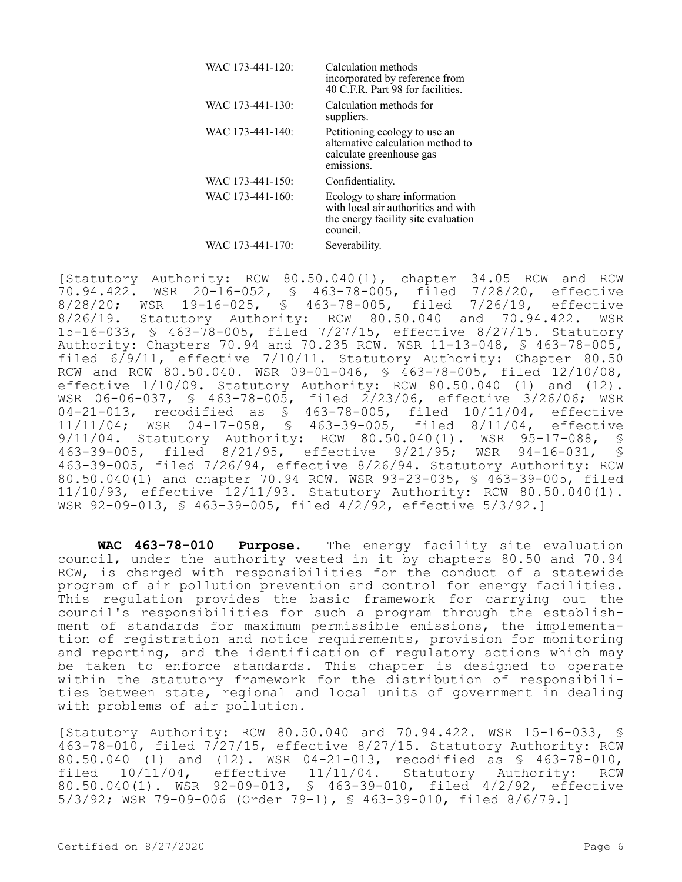| | |
|---|---|
| WAC 173-441-120: | Calculation methods incorporated by reference from 40 C.F.R. Part 98 for facilities. |
| WAC 173-441-130: | Calculation methods for suppliers. |
| WAC 173-441-140: | Petitioning ecology to use an alternative calculation method to calculate greenhouse gas emissions. |
| WAC 173-441-150: | Confidentiality. |
| WAC 173-441-160: | Ecology to share information with local air authorities and with the energy facility site evaluation council. |
| WAC 173-441-170: | Severability. |

[Statutory Authority: RCW 80.50.040(1), chapter 34.05 RCW and RCW 70.94.422. WSR 20-16-052, § 463-78-005, filed 7/28/20, effective 8/28/20; WSR 19-16-025, § 463-78-005, filed 7/26/19, effective 8/26/19. Statutory Authority: RCW 80.50.040 and 70.94.422. WSR 15-16-033, § 463-78-005, filed 7/27/15, effective 8/27/15. Statutory Authority: Chapters 70.94 and 70.235 RCW. WSR 11-13-048, § 463-78-005, filed 6/9/11, effective 7/10/11. Statutory Authority: Chapter 80.50 RCW and RCW 80.50.040. WSR 09-01-046, § 463-78-005, filed 12/10/08, effective 1/10/09. Statutory Authority: RCW 80.50.040 (1) and (12). WSR 06-06-037, § 463-78-005, filed 2/23/06, effective 3/26/06; WSR 04-21-013, recodified as § 463-78-005, filed 10/11/04, effective 11/11/04; WSR 04-17-058, § 463-39-005, filed 8/11/04, effective 9/11/04. Statutory Authority: RCW 80.50.040(1). WSR 95-17-088, § 463-39-005, filed 8/21/95, effective 9/21/95; WSR 94-16-031, § 463-39-005, filed 7/26/94, effective 8/26/94. Statutory Authority: RCW 80.50.040(1) and chapter 70.94 RCW. WSR 93-23-035, § 463-39-005, filed 11/10/93, effective 12/11/93. Statutory Authority: RCW 80.50.040(1). WSR 92-09-013, § 463-39-005, filed 4/2/92, effective 5/3/92.]

**WAC 463-78-010 Purpose.** The energy facility site evaluation council, under the authority vested in it by chapters 80.50 and 70.94 RCW, is charged with responsibilities for the conduct of a statewide program of air pollution prevention and control for energy facilities. This regulation provides the basic framework for carrying out the council's responsibilities for such a program through the establishment of standards for maximum permissible emissions, the implementation of registration and notice requirements, provision for monitoring and reporting, and the identification of regulatory actions which may be taken to enforce standards. This chapter is designed to operate within the statutory framework for the distribution of responsibilities between state, regional and local units of government in dealing with problems of air pollution.

[Statutory Authority: RCW 80.50.040 and 70.94.422. WSR 15-16-033, § 463-78-010, filed 7/27/15, effective 8/27/15. Statutory Authority: RCW 80.50.040 (1) and (12). WSR 04-21-013, recodified as § 463-78-010, filed 10/11/04, effective 11/11/04. Statutory Authority: RCW 80.50.040(1). WSR 92-09-013, § 463-39-010, filed 4/2/92, effective 5/3/92; WSR 79-09-006 (Order 79-1), § 463-39-010, filed 8/6/79.]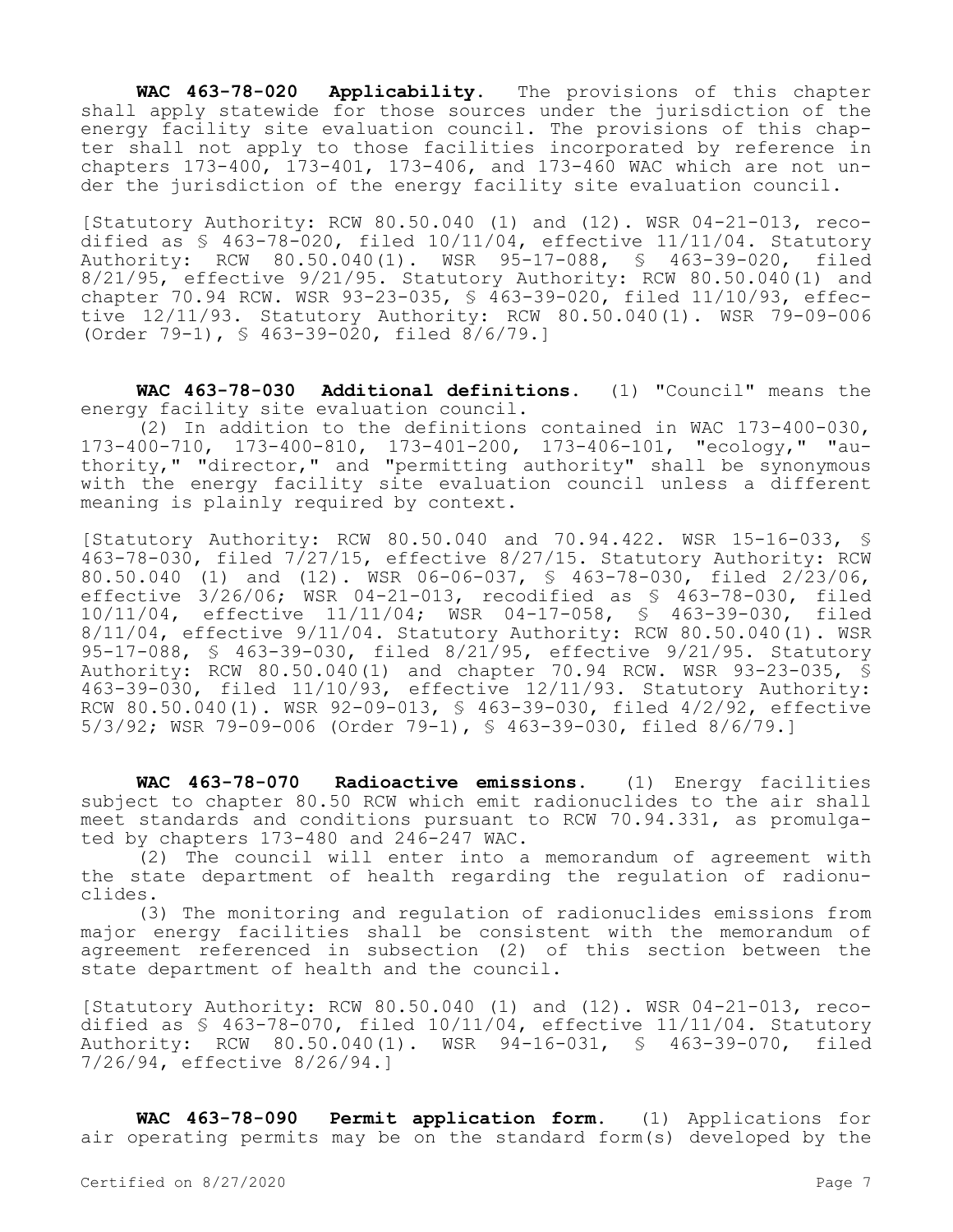**WAC 463-78-020 Applicability.** The provisions of this chapter shall apply statewide for those sources under the jurisdiction of the energy facility site evaluation council. The provisions of this chapter shall not apply to those facilities incorporated by reference in chapters 173-400, 173-401, 173-406, and 173-460 WAC which are not under the jurisdiction of the energy facility site evaluation council.

[Statutory Authority: RCW 80.50.040 (1) and (12). WSR 04-21-013, recodified as § 463-78-020, filed 10/11/04, effective 11/11/04. Statutory Authority: RCW 80.50.040(1). WSR 95-17-088, § 463-39-020, filed 8/21/95, effective 9/21/95. Statutory Authority: RCW 80.50.040(1) and chapter 70.94 RCW. WSR 93-23-035, § 463-39-020, filed 11/10/93, effective 12/11/93. Statutory Authority: RCW 80.50.040(1). WSR 79-09-006 (Order 79-1), § 463-39-020, filed 8/6/79.]

**WAC 463-78-030 Additional definitions.** (1) "Council" means the energy facility site evaluation council.

(2) In addition to the definitions contained in WAC 173-400-030, 173-400-710, 173-400-810, 173-401-200, 173-406-101, "ecology," "authority," "director," and "permitting authority" shall be synonymous with the energy facility site evaluation council unless a different meaning is plainly required by context.

[Statutory Authority: RCW 80.50.040 and 70.94.422. WSR 15-16-033, § 463-78-030, filed 7/27/15, effective 8/27/15. Statutory Authority: RCW 80.50.040 (1) and (12). WSR 06-06-037, § 463-78-030, filed 2/23/06, effective 3/26/06; WSR 04-21-013, recodified as § 463-78-030, filed 10/11/04, effective 11/11/04; WSR 04-17-058, § 463-39-030, filed 8/11/04, effective 9/11/04. Statutory Authority: RCW 80.50.040(1). WSR 95-17-088, § 463-39-030, filed 8/21/95, effective 9/21/95. Statutory Authority: RCW 80.50.040(1) and chapter 70.94 RCW. WSR 93-23-035, § 463-39-030, filed 11/10/93, effective 12/11/93. Statutory Authority: RCW 80.50.040(1). WSR 92-09-013, § 463-39-030, filed 4/2/92, effective 5/3/92; WSR 79-09-006 (Order 79-1), § 463-39-030, filed 8/6/79.]

**WAC 463-78-070 Radioactive emissions.** (1) Energy facilities subject to chapter 80.50 RCW which emit radionuclides to the air shall meet standards and conditions pursuant to RCW 70.94.331, as promulgated by chapters 173-480 and 246-247 WAC.

(2) The council will enter into a memorandum of agreement with the state department of health regarding the regulation of radionuclides.

(3) The monitoring and regulation of radionuclides emissions from major energy facilities shall be consistent with the memorandum of agreement referenced in subsection (2) of this section between the state department of health and the council.

[Statutory Authority: RCW 80.50.040 (1) and (12). WSR 04-21-013, recodified as § 463-78-070, filed 10/11/04, effective 11/11/04. Statutory Authority: RCW 80.50.040(1). WSR 94-16-031, § 463-39-070, filed 7/26/94, effective 8/26/94.]

**WAC 463-78-090 Permit application form.** (1) Applications for air operating permits may be on the standard form(s) developed by the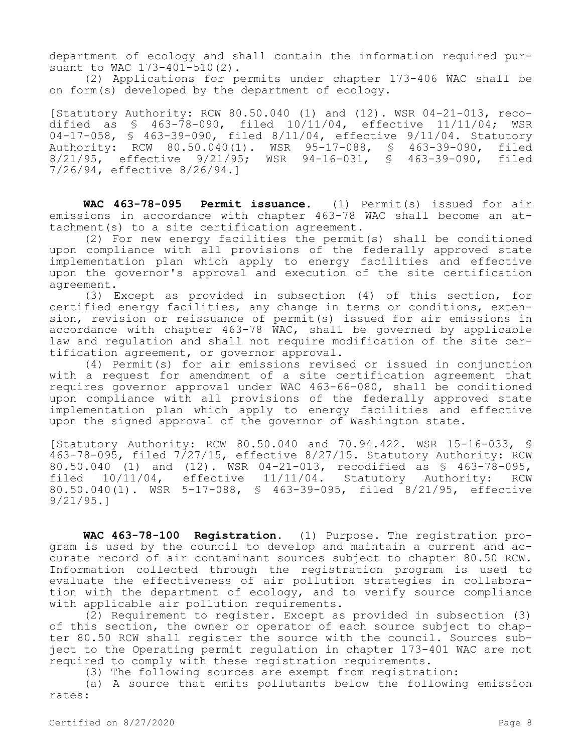department of ecology and shall contain the information required pursuant to WAC 173-401-510(2).

(2) Applications for permits under chapter 173-406 WAC shall be on form(s) developed by the department of ecology.

[Statutory Authority: RCW 80.50.040 (1) and (12). WSR 04-21-013, recodified as § 463-78-090, filed 10/11/04, effective 11/11/04; WSR 04-17-058, § 463-39-090, filed 8/11/04, effective 9/11/04. Statutory Authority: RCW 80.50.040(1). WSR 95-17-088, § 463-39-090, filed 8/21/95, effective 9/21/95; WSR 94-16-031, § 463-39-090, filed 7/26/94, effective 8/26/94.]

**WAC 463-78-095 Permit issuance.** (1) Permit(s) issued for air emissions in accordance with chapter 463-78 WAC shall become an attachment(s) to a site certification agreement.

(2) For new energy facilities the permit(s) shall be conditioned upon compliance with all provisions of the federally approved state implementation plan which apply to energy facilities and effective upon the governor's approval and execution of the site certification agreement.

(3) Except as provided in subsection (4) of this section, for certified energy facilities, any change in terms or conditions, extension, revision or reissuance of permit(s) issued for air emissions in accordance with chapter 463-78 WAC, shall be governed by applicable law and regulation and shall not require modification of the site certification agreement, or governor approval.

(4) Permit(s) for air emissions revised or issued in conjunction with a request for amendment of a site certification agreement that requires governor approval under WAC 463-66-080, shall be conditioned upon compliance with all provisions of the federally approved state implementation plan which apply to energy facilities and effective upon the signed approval of the governor of Washington state.

[Statutory Authority: RCW 80.50.040 and 70.94.422. WSR 15-16-033, § 463-78-095, filed 7/27/15, effective 8/27/15. Statutory Authority: RCW 80.50.040 (1) and (12). WSR 04-21-013, recodified as § 463-78-095, filed 10/11/04, effective 11/11/04. Statutory Authority: RCW 80.50.040(1). WSR 5-17-088, § 463-39-095, filed 8/21/95, effective 9/21/95.]

**WAC 463-78-100 Registration.** (1) Purpose. The registration program is used by the council to develop and maintain a current and accurate record of air contaminant sources subject to chapter 80.50 RCW. Information collected through the registration program is used to evaluate the effectiveness of air pollution strategies in collaboration with the department of ecology, and to verify source compliance with applicable air pollution requirements.

(2) Requirement to register. Except as provided in subsection (3) of this section, the owner or operator of each source subject to chapter 80.50 RCW shall register the source with the council. Sources subject to the Operating permit regulation in chapter 173-401 WAC are not required to comply with these registration requirements.

(3) The following sources are exempt from registration:

(a) A source that emits pollutants below the following emission rates: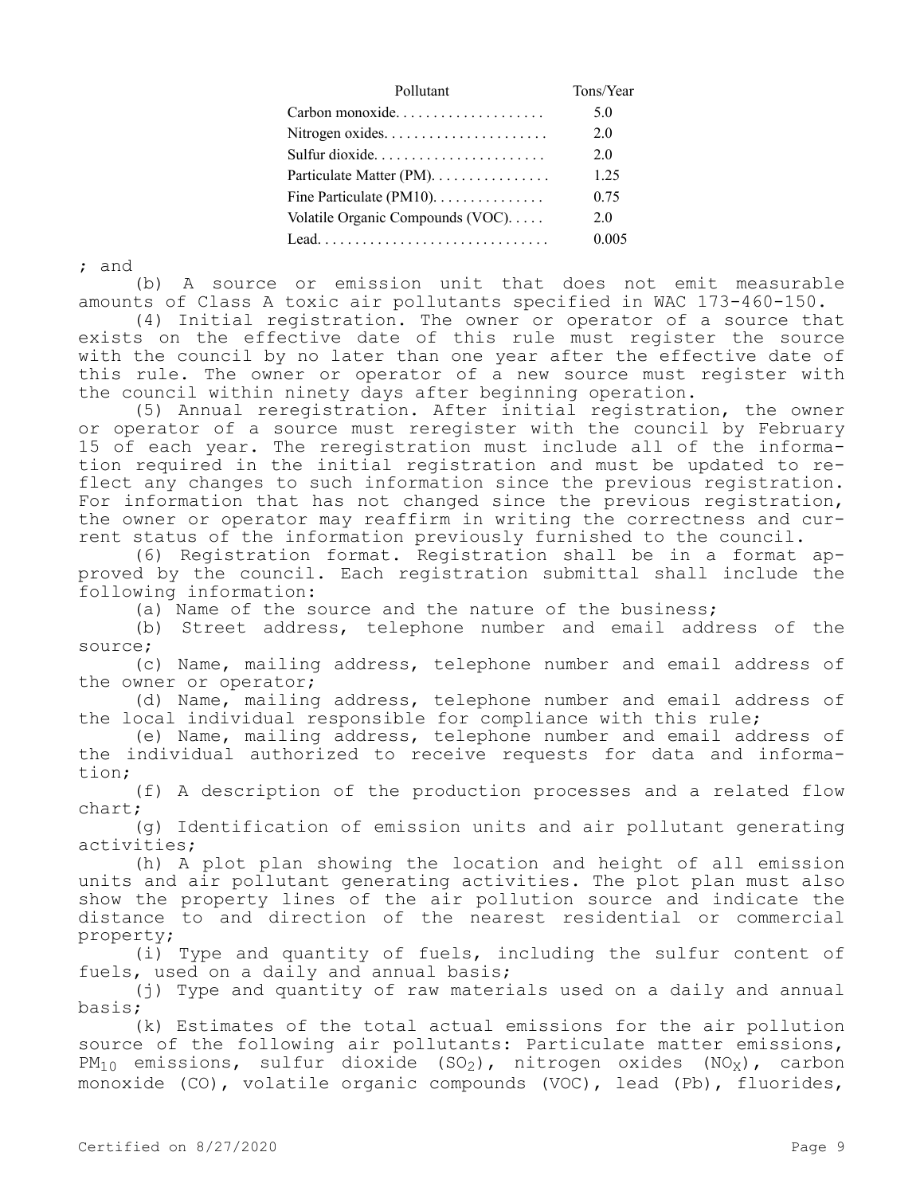| Pollutant | Tons/Year |
| --- | --- |
| Carbon monoxide | 5.0 |
| Nitrogen oxides | 2.0 |
| Sulfur dioxide | 2.0 |
| Particulate Matter (PM) | 1.25 |
| Fine Particulate (PM10) | 0.75 |
| Volatile Organic Compounds (VOC) | 2.0 |
| Lead | 0.005 |

; and

(b) A source or emission unit that does not emit measurable amounts of Class A toxic air pollutants specified in WAC 173-460-150.

(4) Initial registration. The owner or operator of a source that exists on the effective date of this rule must register the source with the council by no later than one year after the effective date of this rule. The owner or operator of a new source must register with the council within ninety days after beginning operation.

(5) Annual reregistration. After initial registration, the owner or operator of a source must reregister with the council by February 15 of each year. The reregistration must include all of the information required in the initial registration and must be updated to reflect any changes to such information since the previous registration. For information that has not changed since the previous registration, the owner or operator may reaffirm in writing the correctness and current status of the information previously furnished to the council.

(6) Registration format. Registration shall be in a format approved by the council. Each registration submittal shall include the following information:

(a) Name of the source and the nature of the business;

(b) Street address, telephone number and email address of the source;

(c) Name, mailing address, telephone number and email address of the owner or operator;

(d) Name, mailing address, telephone number and email address of the local individual responsible for compliance with this rule;

(e) Name, mailing address, telephone number and email address of the individual authorized to receive requests for data and information;

(f) A description of the production processes and a related flow chart;

(g) Identification of emission units and air pollutant generating activities;

(h) A plot plan showing the location and height of all emission units and air pollutant generating activities. The plot plan must also show the property lines of the air pollution source and indicate the distance to and direction of the nearest residential or commercial property;

(i) Type and quantity of fuels, including the sulfur content of fuels, used on a daily and annual basis;

(j) Type and quantity of raw materials used on a daily and annual basis;

(k) Estimates of the total actual emissions for the air pollution source of the following air pollutants: Particulate matter emissions, $PM_{10}$ emissions, sulfur dioxide ($SO_2$), nitrogen oxides ($NO_X$), carbon monoxide (CO), volatile organic compounds (VOC), lead (Pb), fluorides,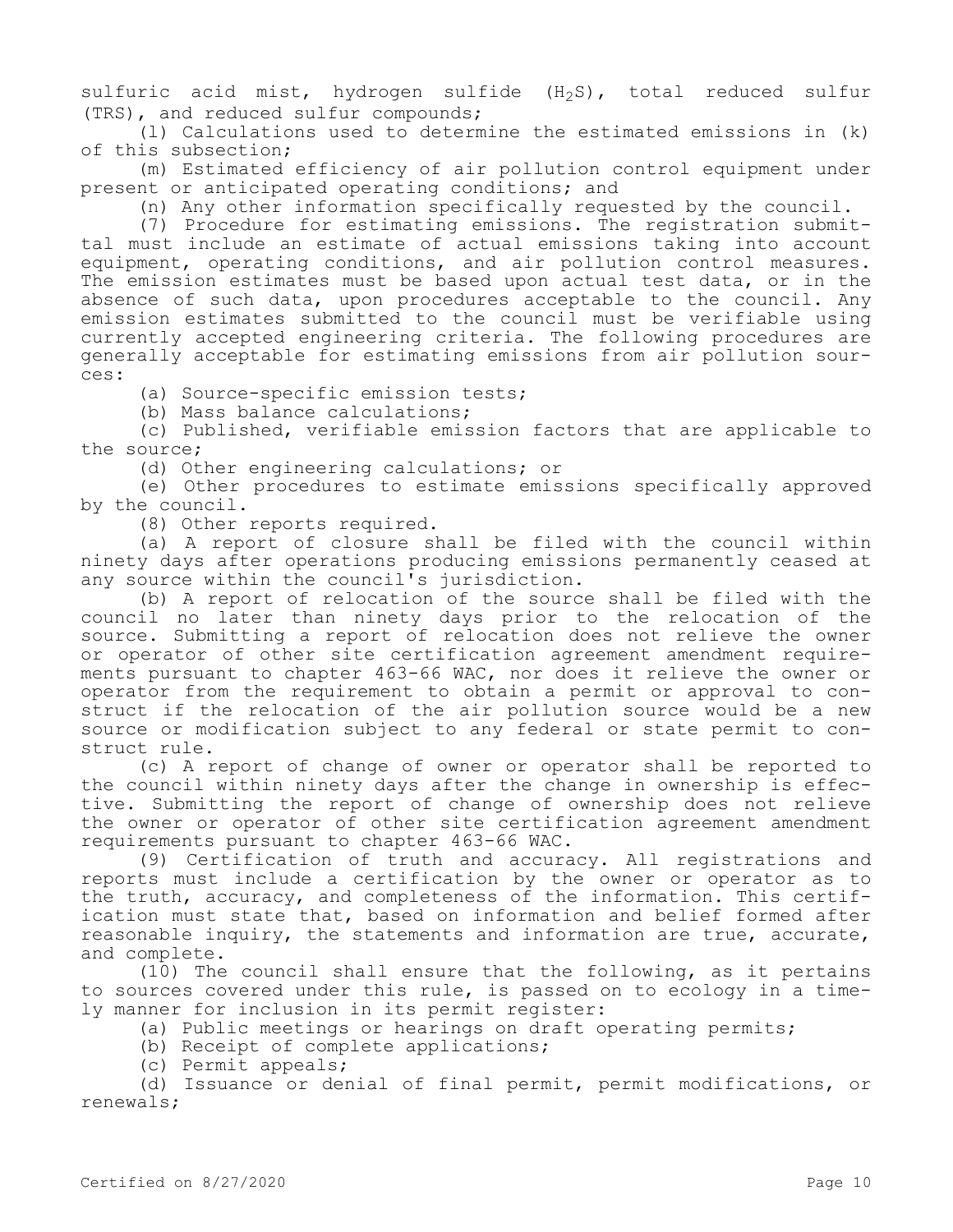sulfuric acid mist, hydrogen sulfide ($H_2S$), total reduced sulfur (TRS), and reduced sulfur compounds;

(l) Calculations used to determine the estimated emissions in (k) of this subsection;

(m) Estimated efficiency of air pollution control equipment under present or anticipated operating conditions; and

(n) Any other information specifically requested by the council.

(7) Procedure for estimating emissions. The registration submittal must include an estimate of actual emissions taking into account equipment, operating conditions, and air pollution control measures. The emission estimates must be based upon actual test data, or in the absence of such data, upon procedures acceptable to the council. Any emission estimates submitted to the council must be verifiable using currently accepted engineering criteria. The following procedures are generally acceptable for estimating emissions from air pollution sources:

(a) Source-specific emission tests;

(b) Mass balance calculations;

(c) Published, verifiable emission factors that are applicable to the source;

(d) Other engineering calculations; or

(e) Other procedures to estimate emissions specifically approved by the council.

(8) Other reports required.

(a) A report of closure shall be filed with the council within ninety days after operations producing emissions permanently ceased at any source within the council's jurisdiction.

(b) A report of relocation of the source shall be filed with the council no later than ninety days prior to the relocation of the source. Submitting a report of relocation does not relieve the owner or operator of other site certification agreement amendment requirements pursuant to chapter 463-66 WAC, nor does it relieve the owner or operator from the requirement to obtain a permit or approval to construct if the relocation of the air pollution source would be a new source or modification subject to any federal or state permit to construct rule.

(c) A report of change of owner or operator shall be reported to the council within ninety days after the change in ownership is effective. Submitting the report of change of ownership does not relieve the owner or operator of other site certification agreement amendment requirements pursuant to chapter 463-66 WAC.

(9) Certification of truth and accuracy. All registrations and reports must include a certification by the owner or operator as to the truth, accuracy, and completeness of the information. This certification must state that, based on information and belief formed after reasonable inquiry, the statements and information are true, accurate, and complete.

(10) The council shall ensure that the following, as it pertains to sources covered under this rule, is passed on to ecology in a timely manner for inclusion in its permit register:

(a) Public meetings or hearings on draft operating permits;

(b) Receipt of complete applications;

(c) Permit appeals;

(d) Issuance or denial of final permit, permit modifications, or renewals;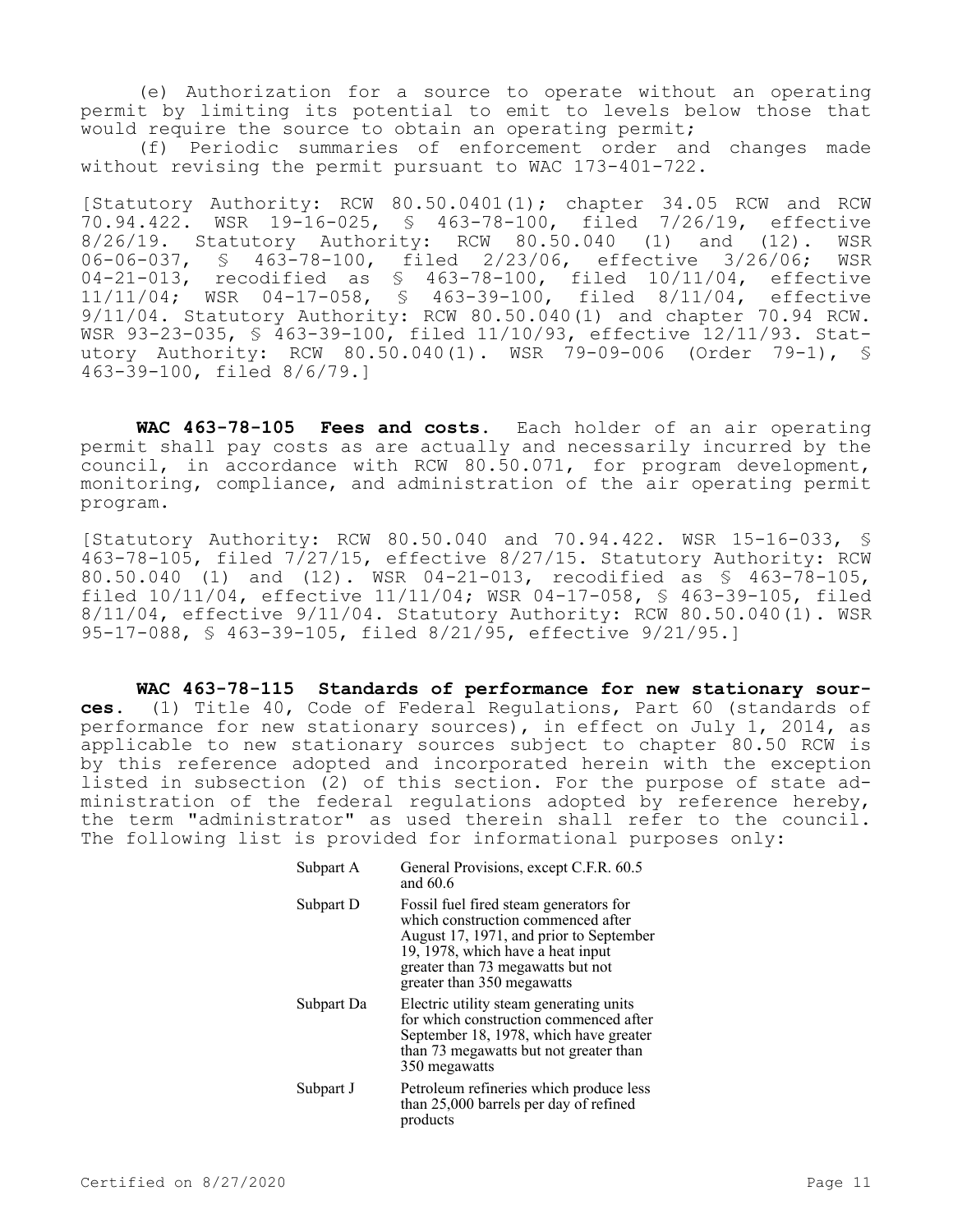(e) Authorization for a source to operate without an operating permit by limiting its potential to emit to levels below those that would require the source to obtain an operating permit;

(f) Periodic summaries of enforcement order and changes made without revising the permit pursuant to WAC 173-401-722.

[Statutory Authority: RCW 80.50.0401(1); chapter 34.05 RCW and RCW 70.94.422. WSR 19-16-025, § 463-78-100, filed 7/26/19, effective 8/26/19. Statutory Authority: RCW 80.50.040 (1) and (12). WSR 06-06-037, § 463-78-100, filed 2/23/06, effective 3/26/06; WSR 04-21-013, recodified as § 463-78-100, filed 10/11/04, effective 11/11/04; WSR 04-17-058, § 463-39-100, filed 8/11/04, effective 9/11/04. Statutory Authority: RCW 80.50.040(1) and chapter 70.94 RCW. WSR 93-23-035, § 463-39-100, filed 11/10/93, effective 12/11/93. Statutory Authority: RCW 80.50.040(1). WSR 79-09-006 (Order 79-1), § 463-39-100, filed 8/6/79.]

**WAC 463-78-105 Fees and costs.** Each holder of an air operating permit shall pay costs as are actually and necessarily incurred by the council, in accordance with RCW 80.50.071, for program development, monitoring, compliance, and administration of the air operating permit program.

[Statutory Authority: RCW 80.50.040 and 70.94.422. WSR 15-16-033, § 463-78-105, filed 7/27/15, effective 8/27/15. Statutory Authority: RCW 80.50.040 (1) and (12). WSR 04-21-013, recodified as § 463-78-105, filed 10/11/04, effective 11/11/04; WSR 04-17-058, § 463-39-105, filed 8/11/04, effective 9/11/04. Statutory Authority: RCW 80.50.040(1). WSR 95-17-088, § 463-39-105, filed 8/21/95, effective 9/21/95.]

**WAC 463-78-115 Standards of performance for new stationary sources.** (1) Title 40, Code of Federal Regulations, Part 60 (standards of performance for new stationary sources), in effect on July 1, 2014, as applicable to new stationary sources subject to chapter 80.50 RCW is by this reference adopted and incorporated herein with the exception listed in subsection (2) of this section. For the purpose of state administration of the federal regulations adopted by reference hereby, the term "administrator" as used therein shall refer to the council. The following list is provided for informational purposes only:

| | |
|---|---|
| Subpart A | General Provisions, except C.F.R. 60.5 and 60.6 |
| Subpart D | Fossil fuel fired steam generators for which construction commenced after August 17, 1971, and prior to September 19, 1978, which have a heat input greater than 73 megawatts but not greater than 350 megawatts |
| Subpart Da | Electric utility steam generating units for which construction commenced after September 18, 1978, which have greater than 73 megawatts but not greater than 350 megawatts |
| Subpart J | Petroleum refineries which produce less than 25,000 barrels per day of refined products |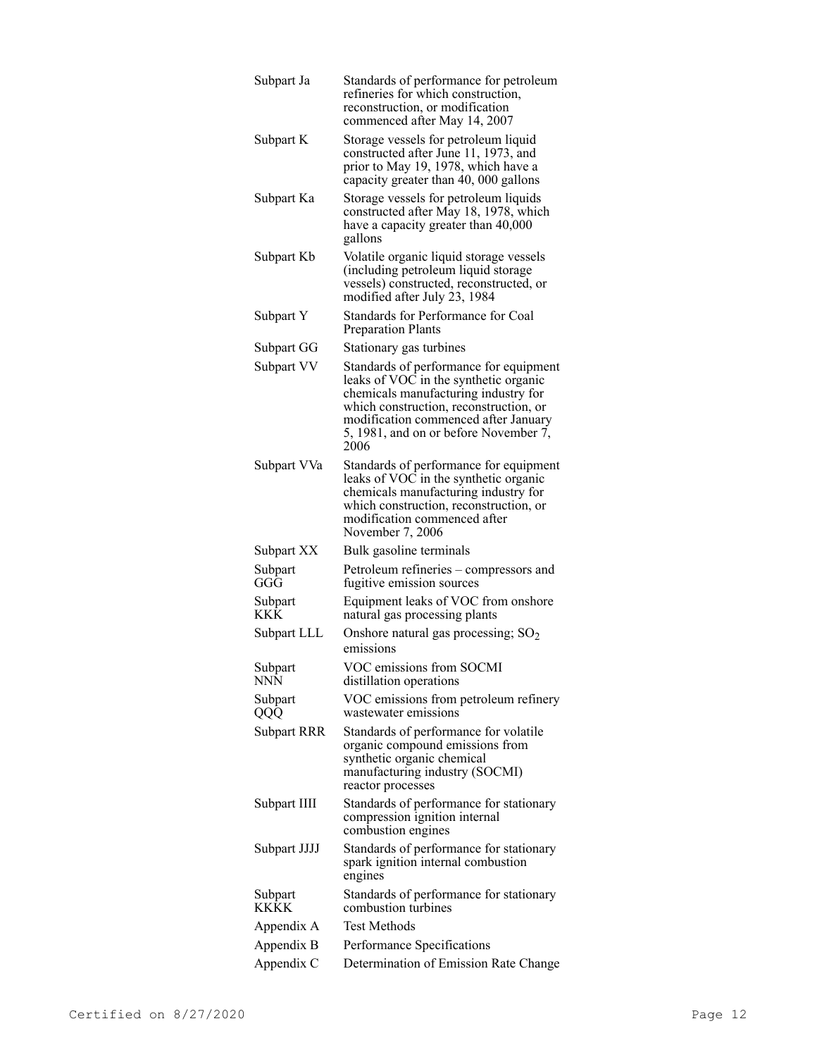| | |
|---|---|
| Subpart Ja | Standards of performance for petroleum refineries for which construction, reconstruction, or modification commenced after May 14, 2007 |
| Subpart K | Storage vessels for petroleum liquid constructed after June 11, 1973, and prior to May 19, 1978, which have a capacity greater than 40, 000 gallons |
| Subpart Ka | Storage vessels for petroleum liquids constructed after May 18, 1978, which have a capacity greater than 40,000 gallons |
| Subpart Kb | Volatile organic liquid storage vessels (including petroleum liquid storage vessels) constructed, reconstructed, or modified after July 23, 1984 |
| Subpart Y | Standards for Performance for Coal Preparation Plants |
| Subpart GG | Stationary gas turbines |
| Subpart VV | Standards of performance for equipment leaks of VOC in the synthetic organic chemicals manufacturing industry for which construction, reconstruction, or modification commenced after January 5, 1981, and on or before November 7, 2006 |
| Subpart VVa | Standards of performance for equipment leaks of VOC in the synthetic organic chemicals manufacturing industry for which construction, reconstruction, or modification commenced after November 7, 2006 |
| Subpart XX | Bulk gasoline terminals |
| Subpart GGG | Petroleum refineries – compressors and fugitive emission sources |
| Subpart KKK | Equipment leaks of VOC from onshore natural gas processing plants |
| Subpart LLL | Onshore natural gas processing; $SO_2$ emissions |
| Subpart NNN | VOC emissions from SOCMI distillation operations |
| Subpart QQQ | VOC emissions from petroleum refinery wastewater emissions |
| Subpart RRR | Standards of performance for volatile organic compound emissions from synthetic organic chemical manufacturing industry (SOCMI) reactor processes |
| Subpart IIII | Standards of performance for stationary compression ignition internal combustion engines |
| Subpart JJJJ | Standards of performance for stationary spark ignition internal combustion engines |
| Subpart KKKK | Standards of performance for stationary combustion turbines |
| Appendix A | Test Methods |
| Appendix B | Performance Specifications |
| Appendix C | Determination of Emission Rate Change |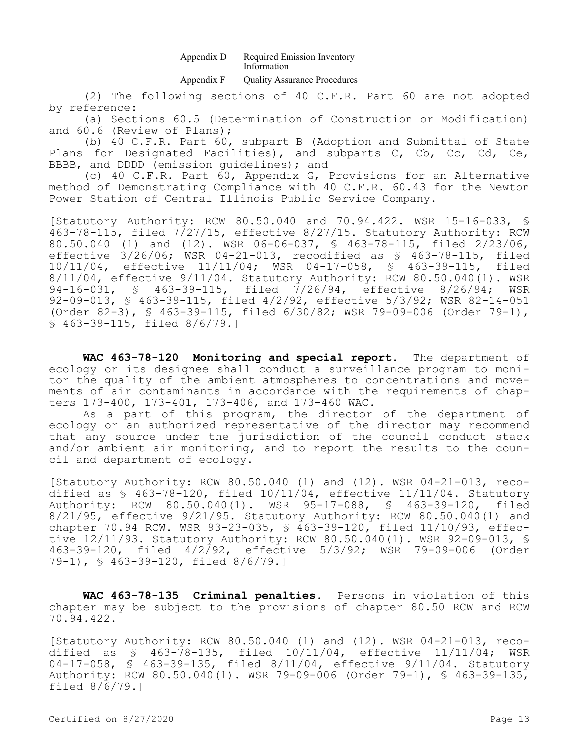| | |
|---|---|
| Appendix D | Required Emission Inventory Information |
| Appendix F | Quality Assurance Procedures |

(2) The following sections of 40 C.F.R. Part 60 are not adopted by reference:

(a) Sections 60.5 (Determination of Construction or Modification) and 60.6 (Review of Plans);

(b) 40 C.F.R. Part 60, subpart B (Adoption and Submittal of State Plans for Designated Facilities), and subparts C, Cb, Cc, Cd, Ce, BBBB, and DDDD (emission guidelines); and

(c) 40 C.F.R. Part 60, Appendix G, Provisions for an Alternative method of Demonstrating Compliance with 40 C.F.R. 60.43 for the Newton Power Station of Central Illinois Public Service Company.

[Statutory Authority: RCW 80.50.040 and 70.94.422. WSR 15-16-033, § 463-78-115, filed 7/27/15, effective 8/27/15. Statutory Authority: RCW 80.50.040 (1) and (12). WSR 06-06-037, § 463-78-115, filed 2/23/06, effective 3/26/06; WSR 04-21-013, recodified as § 463-78-115, filed 10/11/04, effective 11/11/04; WSR 04-17-058, § 463-39-115, filed 8/11/04, effective 9/11/04. Statutory Authority: RCW 80.50.040(1). WSR 94-16-031, § 463-39-115, filed 7/26/94, effective 8/26/94; WSR 92-09-013, § 463-39-115, filed 4/2/92, effective 5/3/92; WSR 82-14-051 (Order 82-3), § 463-39-115, filed 6/30/82; WSR 79-09-006 (Order 79-1), § 463-39-115, filed 8/6/79.]

**WAC 463-78-120 Monitoring and special report.** The department of ecology or its designee shall conduct a surveillance program to monitor the quality of the ambient atmospheres to concentrations and movements of air contaminants in accordance with the requirements of chapters 173-400, 173-401, 173-406, and 173-460 WAC.

As a part of this program, the director of the department of ecology or an authorized representative of the director may recommend that any source under the jurisdiction of the council conduct stack and/or ambient air monitoring, and to report the results to the council and department of ecology.

[Statutory Authority: RCW 80.50.040 (1) and (12). WSR 04-21-013, recodified as § 463-78-120, filed 10/11/04, effective 11/11/04. Statutory Authority: RCW 80.50.040(1). WSR 95-17-088, § 463-39-120, filed 8/21/95, effective 9/21/95. Statutory Authority: RCW 80.50.040(1) and chapter 70.94 RCW. WSR 93-23-035, § 463-39-120, filed 11/10/93, effective 12/11/93. Statutory Authority: RCW 80.50.040(1). WSR 92-09-013, § 463-39-120, filed 4/2/92, effective 5/3/92; WSR 79-09-006 (Order 79-1), § 463-39-120, filed 8/6/79.]

**WAC 463-78-135 Criminal penalties.** Persons in violation of this chapter may be subject to the provisions of chapter 80.50 RCW and RCW 70.94.422.

[Statutory Authority: RCW 80.50.040 (1) and (12). WSR 04-21-013, recodified as § 463-78-135, filed 10/11/04, effective 11/11/04; WSR 04-17-058, § 463-39-135, filed 8/11/04, effective 9/11/04. Statutory Authority: RCW 80.50.040(1). WSR 79-09-006 (Order 79-1), § 463-39-135, filed 8/6/79.]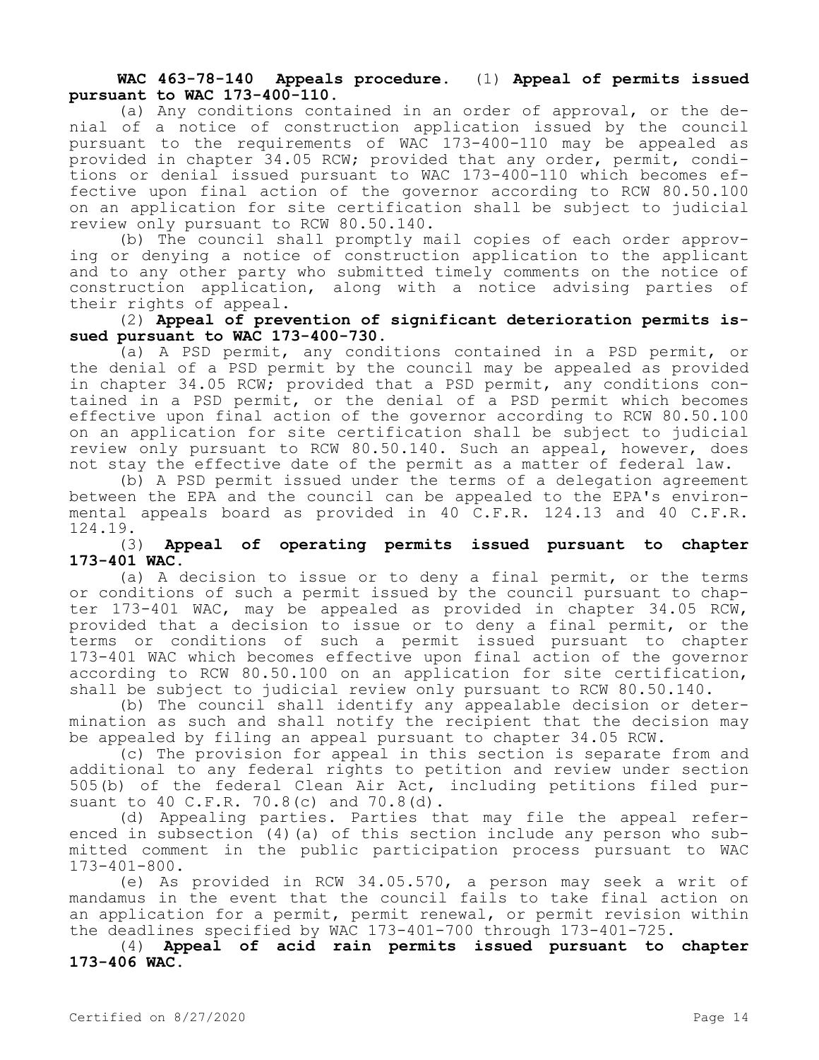**WAC 463-78-140 Appeals procedure.** (1) **Appeal of permits issued pursuant to WAC 173-400-110.**

(a) Any conditions contained in an order of approval, or the denial of a notice of construction application issued by the council pursuant to the requirements of WAC 173-400-110 may be appealed as provided in chapter 34.05 RCW; provided that any order, permit, conditions or denial issued pursuant to WAC 173-400-110 which becomes effective upon final action of the governor according to RCW 80.50.100 on an application for site certification shall be subject to judicial review only pursuant to RCW 80.50.140.

(b) The council shall promptly mail copies of each order approving or denying a notice of construction application to the applicant and to any other party who submitted timely comments on the notice of construction application, along with a notice advising parties of their rights of appeal.

(2) **Appeal of prevention of significant deterioration permits issued pursuant to WAC 173-400-730.**

(a) A PSD permit, any conditions contained in a PSD permit, or the denial of a PSD permit by the council may be appealed as provided in chapter 34.05 RCW; provided that a PSD permit, any conditions contained in a PSD permit, or the denial of a PSD permit which becomes effective upon final action of the governor according to RCW 80.50.100 on an application for site certification shall be subject to judicial review only pursuant to RCW 80.50.140. Such an appeal, however, does not stay the effective date of the permit as a matter of federal law.

(b) A PSD permit issued under the terms of a delegation agreement between the EPA and the council can be appealed to the EPA's environmental appeals board as provided in 40 C.F.R. 124.13 and 40 C.F.R. 124.19.

(3) **Appeal of operating permits issued pursuant to chapter 173-401 WAC.**

(a) A decision to issue or to deny a final permit, or the terms or conditions of such a permit issued by the council pursuant to chapter 173-401 WAC, may be appealed as provided in chapter 34.05 RCW, provided that a decision to issue or to deny a final permit, or the terms or conditions of such a permit issued pursuant to chapter 173-401 WAC which becomes effective upon final action of the governor according to RCW 80.50.100 on an application for site certification, shall be subject to judicial review only pursuant to RCW 80.50.140.

(b) The council shall identify any appealable decision or determination as such and shall notify the recipient that the decision may be appealed by filing an appeal pursuant to chapter 34.05 RCW.

(c) The provision for appeal in this section is separate from and additional to any federal rights to petition and review under section 505(b) of the federal Clean Air Act, including petitions filed pursuant to 40 C.F.R. 70.8(c) and 70.8(d).

(d) Appealing parties. Parties that may file the appeal referenced in subsection (4)(a) of this section include any person who submitted comment in the public participation process pursuant to WAC 173-401-800.

(e) As provided in RCW 34.05.570, a person may seek a writ of mandamus in the event that the council fails to take final action on an application for a permit, permit renewal, or permit revision within the deadlines specified by WAC 173-401-700 through 173-401-725.

(4) **Appeal of acid rain permits issued pursuant to chapter 173-406 WAC.**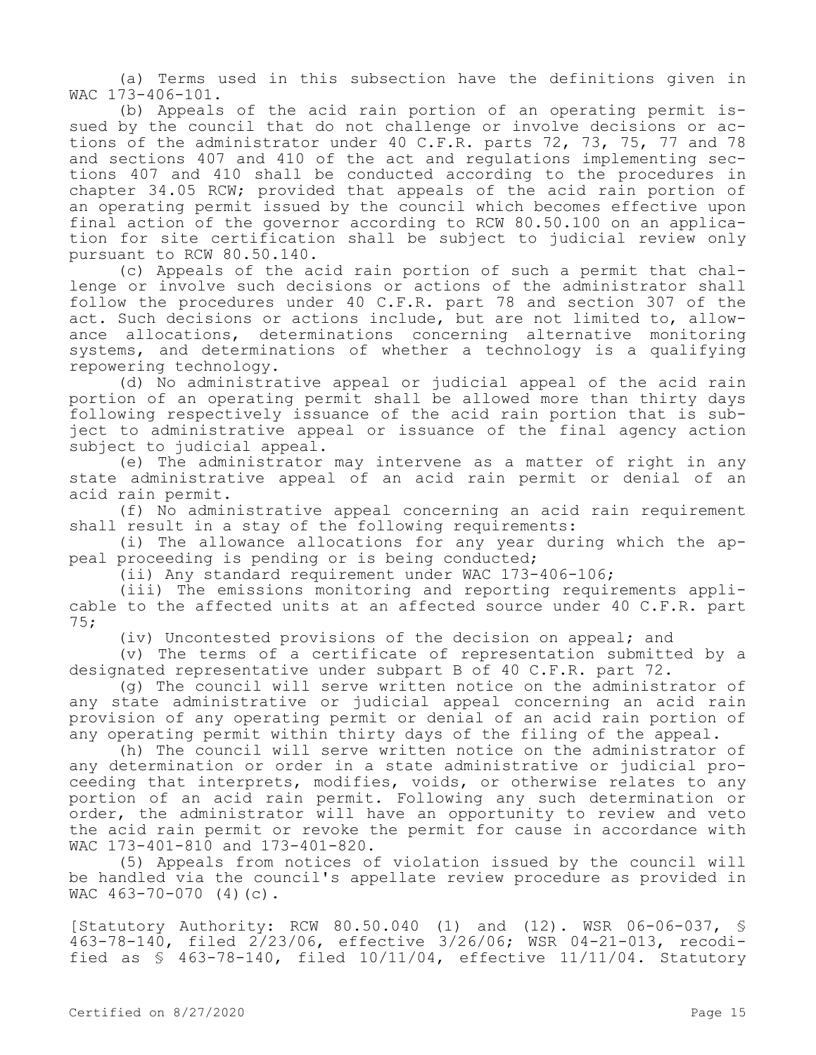(a) Terms used in this subsection have the definitions given in WAC 173-406-101.

(b) Appeals of the acid rain portion of an operating permit issued by the council that do not challenge or involve decisions or actions of the administrator under 40 C.F.R. parts 72, 73, 75, 77 and 78 and sections 407 and 410 of the act and regulations implementing sections 407 and 410 shall be conducted according to the procedures in chapter 34.05 RCW; provided that appeals of the acid rain portion of an operating permit issued by the council which becomes effective upon final action of the governor according to RCW 80.50.100 on an application for site certification shall be subject to judicial review only pursuant to RCW 80.50.140.

(c) Appeals of the acid rain portion of such a permit that challenge or involve such decisions or actions of the administrator shall follow the procedures under 40 C.F.R. part 78 and section 307 of the act. Such decisions or actions include, but are not limited to, allowance allocations, determinations concerning alternative monitoring systems, and determinations of whether a technology is a qualifying repowering technology.

(d) No administrative appeal or judicial appeal of the acid rain portion of an operating permit shall be allowed more than thirty days following respectively issuance of the acid rain portion that is subject to administrative appeal or issuance of the final agency action subject to judicial appeal.

(e) The administrator may intervene as a matter of right in any state administrative appeal of an acid rain permit or denial of an acid rain permit.

(f) No administrative appeal concerning an acid rain requirement shall result in a stay of the following requirements:

(i) The allowance allocations for any year during which the appeal proceeding is pending or is being conducted;

(ii) Any standard requirement under WAC 173-406-106;

(iii) The emissions monitoring and reporting requirements applicable to the affected units at an affected source under 40 C.F.R. part 75;

(iv) Uncontested provisions of the decision on appeal; and

(v) The terms of a certificate of representation submitted by a designated representative under subpart B of 40 C.F.R. part 72.

(g) The council will serve written notice on the administrator of any state administrative or judicial appeal concerning an acid rain provision of any operating permit or denial of an acid rain portion of any operating permit within thirty days of the filing of the appeal.

(h) The council will serve written notice on the administrator of any determination or order in a state administrative or judicial proceeding that interprets, modifies, voids, or otherwise relates to any portion of an acid rain permit. Following any such determination or order, the administrator will have an opportunity to review and veto the acid rain permit or revoke the permit for cause in accordance with WAC 173-401-810 and 173-401-820.

(5) Appeals from notices of violation issued by the council will be handled via the council's appellate review procedure as provided in WAC 463-70-070 (4)(c).

[Statutory Authority: RCW 80.50.040 (1) and (12). WSR 06-06-037, § 463-78-140, filed 2/23/06, effective 3/26/06; WSR 04-21-013, recodified as § 463-78-140, filed 10/11/04, effective 11/11/04. Statutory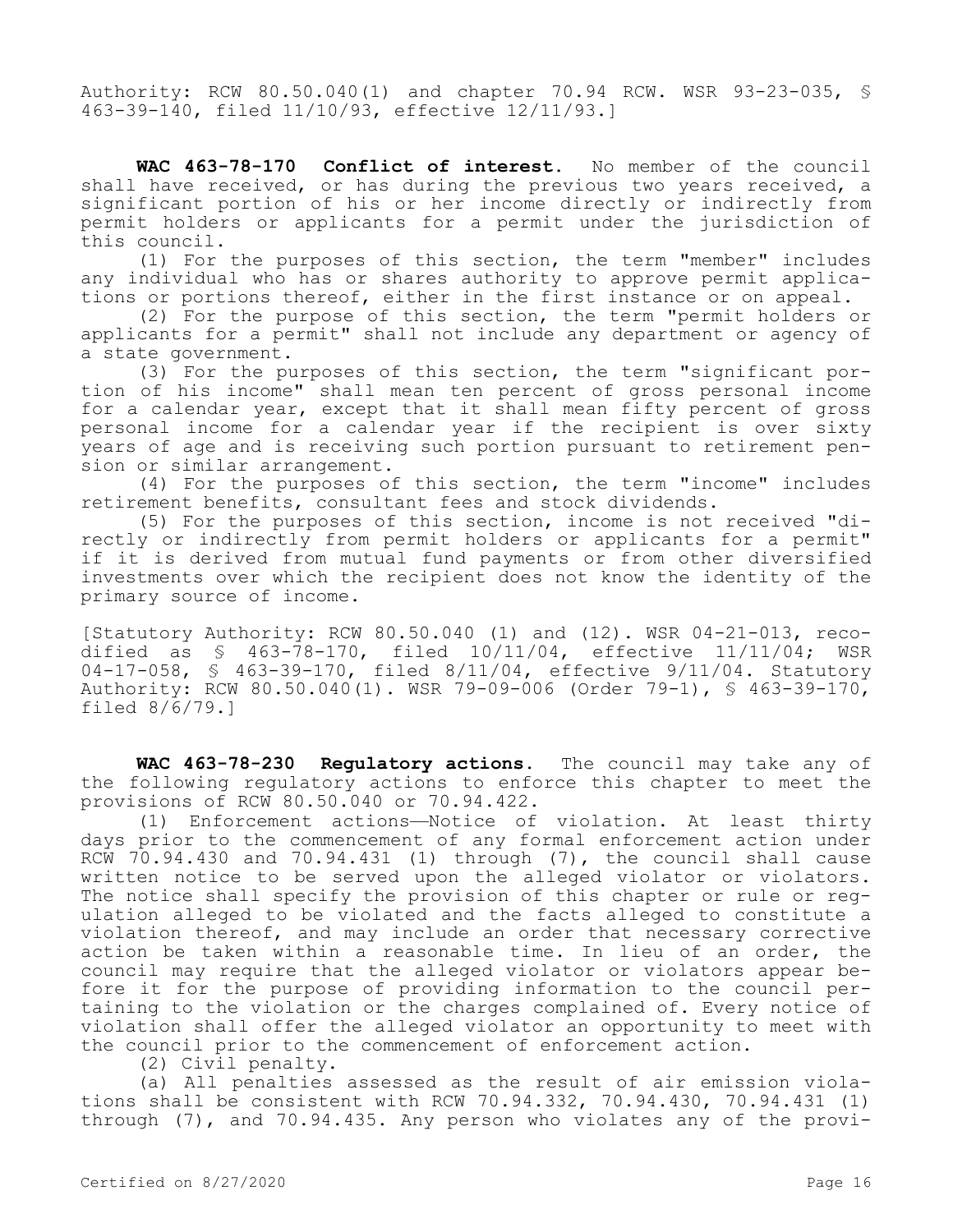Authority: RCW 80.50.040(1) and chapter 70.94 RCW. WSR 93-23-035, § 463-39-140, filed 11/10/93, effective 12/11/93.]

**WAC 463-78-170 Conflict of interest.** No member of the council shall have received, or has during the previous two years received, a significant portion of his or her income directly or indirectly from permit holders or applicants for a permit under the jurisdiction of this council.

(1) For the purposes of this section, the term "member" includes any individual who has or shares authority to approve permit applications or portions thereof, either in the first instance or on appeal.

(2) For the purpose of this section, the term "permit holders or applicants for a permit" shall not include any department or agency of a state government.

(3) For the purposes of this section, the term "significant portion of his income" shall mean ten percent of gross personal income for a calendar year, except that it shall mean fifty percent of gross personal income for a calendar year if the recipient is over sixty years of age and is receiving such portion pursuant to retirement pension or similar arrangement.

(4) For the purposes of this section, the term "income" includes retirement benefits, consultant fees and stock dividends.

(5) For the purposes of this section, income is not received "directly or indirectly from permit holders or applicants for a permit" if it is derived from mutual fund payments or from other diversified investments over which the recipient does not know the identity of the primary source of income.

[Statutory Authority: RCW 80.50.040 (1) and (12). WSR 04-21-013, recodified as § 463-78-170, filed 10/11/04, effective 11/11/04; WSR 04-17-058, § 463-39-170, filed 8/11/04, effective 9/11/04. Statutory Authority: RCW 80.50.040(1). WSR 79-09-006 (Order 79-1), § 463-39-170, filed 8/6/79.]

**WAC 463-78-230 Regulatory actions.** The council may take any of the following regulatory actions to enforce this chapter to meet the provisions of RCW 80.50.040 or 70.94.422.

(1) Enforcement actions—Notice of violation. At least thirty days prior to the commencement of any formal enforcement action under RCW 70.94.430 and 70.94.431 (1) through (7), the council shall cause written notice to be served upon the alleged violator or violators. The notice shall specify the provision of this chapter or rule or regulation alleged to be violated and the facts alleged to constitute a violation thereof, and may include an order that necessary corrective action be taken within a reasonable time. In lieu of an order, the council may require that the alleged violator or violators appear before it for the purpose of providing information to the council pertaining to the violation or the charges complained of. Every notice of violation shall offer the alleged violator an opportunity to meet with the council prior to the commencement of enforcement action.

(2) Civil penalty.

(a) All penalties assessed as the result of air emission violations shall be consistent with RCW 70.94.332, 70.94.430, 70.94.431 (1) through (7), and 70.94.435. Any person who violates any of the provi-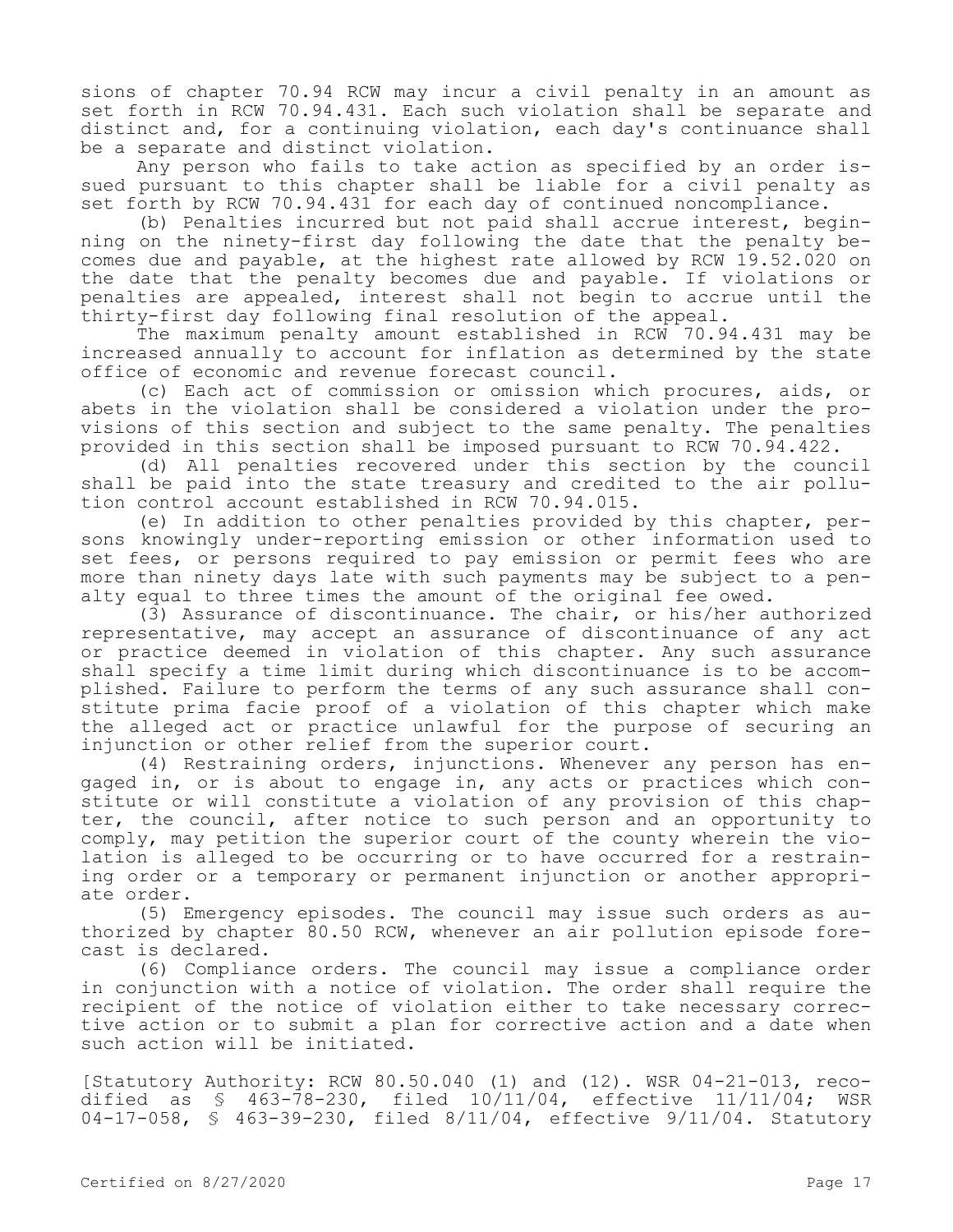sions of chapter 70.94 RCW may incur a civil penalty in an amount as set forth in RCW 70.94.431. Each such violation shall be separate and distinct and, for a continuing violation, each day's continuance shall be a separate and distinct violation.

Any person who fails to take action as specified by an order issued pursuant to this chapter shall be liable for a civil penalty as set forth by RCW 70.94.431 for each day of continued noncompliance.

(b) Penalties incurred but not paid shall accrue interest, beginning on the ninety-first day following the date that the penalty becomes due and payable, at the highest rate allowed by RCW 19.52.020 on the date that the penalty becomes due and payable. If violations or penalties are appealed, interest shall not begin to accrue until the thirty-first day following final resolution of the appeal.

The maximum penalty amount established in RCW 70.94.431 may be increased annually to account for inflation as determined by the state office of economic and revenue forecast council.

(c) Each act of commission or omission which procures, aids, or abets in the violation shall be considered a violation under the provisions of this section and subject to the same penalty. The penalties provided in this section shall be imposed pursuant to RCW 70.94.422.

(d) All penalties recovered under this section by the council shall be paid into the state treasury and credited to the air pollution control account established in RCW 70.94.015.

(e) In addition to other penalties provided by this chapter, persons knowingly under-reporting emission or other information used to set fees, or persons required to pay emission or permit fees who are more than ninety days late with such payments may be subject to a penalty equal to three times the amount of the original fee owed.

(3) Assurance of discontinuance. The chair, or his/her authorized representative, may accept an assurance of discontinuance of any act or practice deemed in violation of this chapter. Any such assurance shall specify a time limit during which discontinuance is to be accomplished. Failure to perform the terms of any such assurance shall constitute prima facie proof of a violation of this chapter which make the alleged act or practice unlawful for the purpose of securing an injunction or other relief from the superior court.

(4) Restraining orders, injunctions. Whenever any person has engaged in, or is about to engage in, any acts or practices which constitute or will constitute a violation of any provision of this chapter, the council, after notice to such person and an opportunity to comply, may petition the superior court of the county wherein the violation is alleged to be occurring or to have occurred for a restraining order or a temporary or permanent injunction or another appropriate order.

(5) Emergency episodes. The council may issue such orders as authorized by chapter 80.50 RCW, whenever an air pollution episode forecast is declared.

(6) Compliance orders. The council may issue a compliance order in conjunction with a notice of violation. The order shall require the recipient of the notice of violation either to take necessary corrective action or to submit a plan for corrective action and a date when such action will be initiated.

[Statutory Authority: RCW 80.50.040 (1) and (12). WSR 04-21-013, recodified as § 463-78-230, filed 10/11/04, effective 11/11/04; WSR 04-17-058, § 463-39-230, filed 8/11/04, effective 9/11/04. Statutory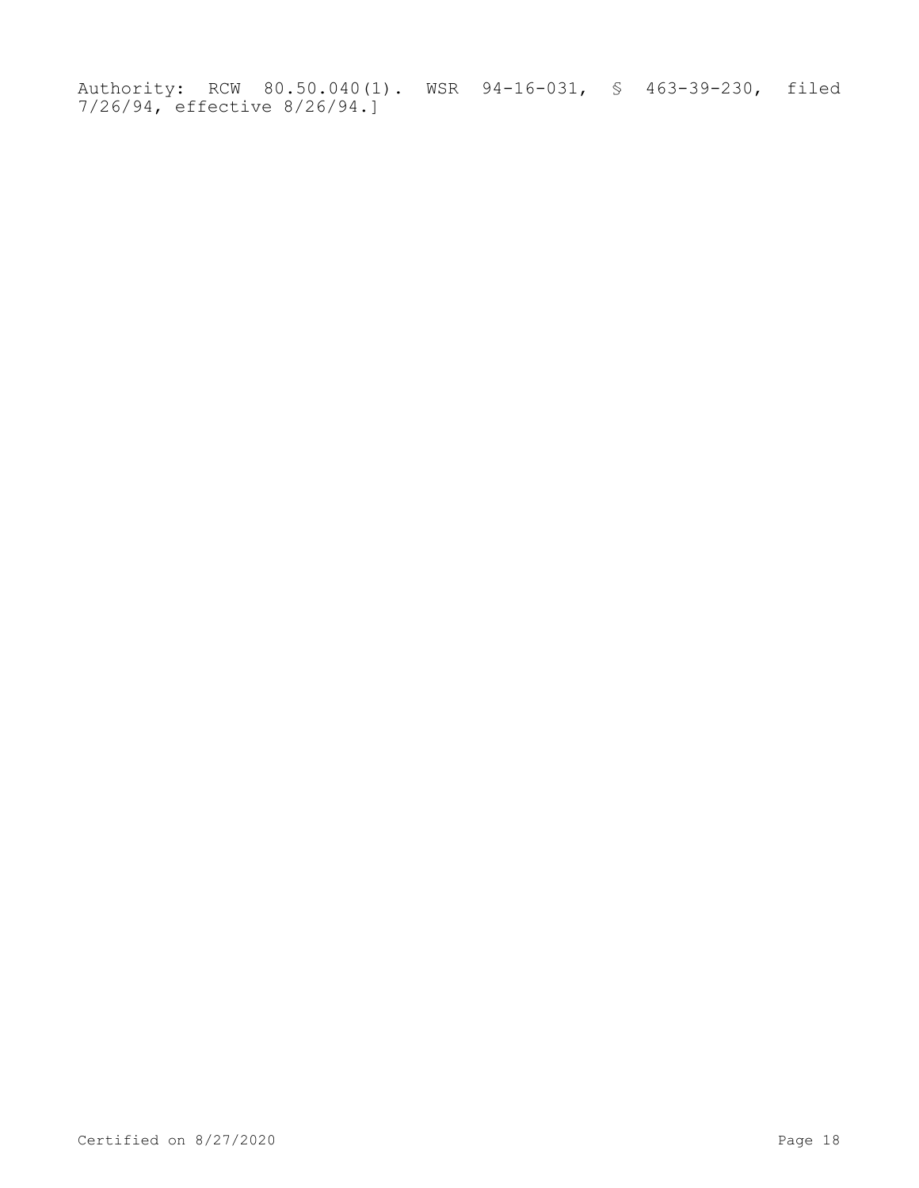Authority: RCW 80.50.040(1). WSR 94-16-031, § 463-39-230, filed 7/26/94, effective 8/26/94.]